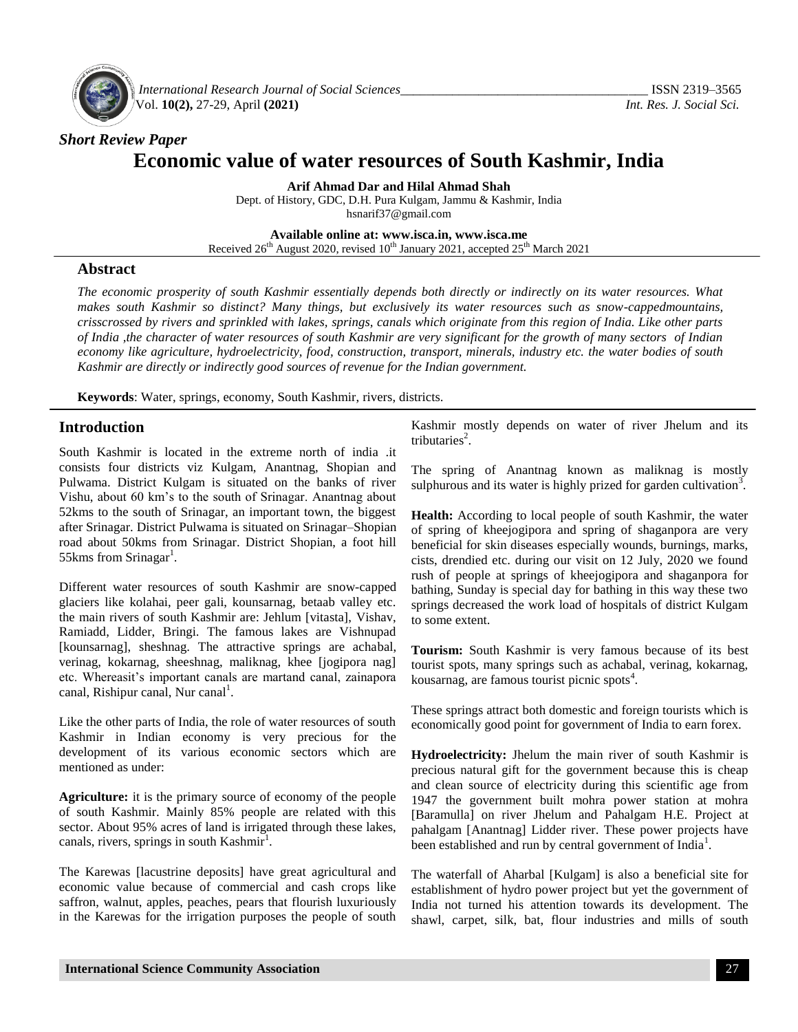*Short Review Paper*

# Economic value of water resources of South Kashmir, India

**Arif Ahmad Dar and Hilal Ahmad Shah**

Dept. of History, GDC, D.H. Pura Kulgam, Jammu & Kashmir, India

hsnarif37@gmail.com

**Available online at: www.isca.in, www.isca.me**

Received 26th August 2020, revised 10th January 2021, accepted 25th March 2021

## Abstract

*The economic prosperity of south Kashmir essentially depends both directly or indirectly on its water resources. What makes south Kashmir so distinct? Many things, but exclusively its water resources such as snow-cappedmountains, crisscrossed by rivers and sprinkled with lakes, springs, canals which originate from this region of India. Like other parts of India ,the character of water resources of south Kashmir are very significant for the growth of many sectors of Indian economy like agriculture, hydroelectricity, food, construction, transport, minerals, industry etc. the water bodies of south Kashmir are directly or indirectly good sources of revenue for the Indian government.*

**Keywords**: Water, springs, economy, South Kashmir, rivers, districts.

## Introduction

South Kashmir is located in the extreme north of india .it consists four districts viz Kulgam, Anantnag, Shopian and Pulwama. District Kulgam is situated on the banks of river Vishu, about 60 km's to the south of Srinagar. Anantnag about 52kms to the south of Srinagar, an important town, the biggest after Srinagar. District Pulwama is situated on Srinagar–Shopian road about 50kms from Srinagar. District Shopian, a foot hill 55kms from Srinagar[1].

Different water resources of south Kashmir are snow-capped glaciers like kolahai, peer gali, kounsarnag, betaab valley etc. the main rivers of south Kashmir are: Jehlum [vitasta], Vishav, Ramiadd, Lidder, Bringi. The famous lakes are Vishnupad [kounsarnag], sheshnag. The attractive springs are achabal, verinag, kokarnag, sheeshnag, maliknag, khee [jogipora nag] etc. Whereasit's important canals are martand canal, zainapora canal, Rishipur canal, Nur canal[1].

Like the other parts of India, the role of water resources of south Kashmir in Indian economy is very precious for the development of its various economic sectors which are mentioned as under:

**Agriculture:** it is the primary source of economy of the people of south Kashmir. Mainly 85% people are related with this sector. About 95% acres of land is irrigated through these lakes, canals, rivers, springs in south Kashmir[1].

The Karewas [lacustrine deposits] have great agricultural and economic value because of commercial and cash crops like saffron, walnut, apples, peaches, pears that flourish luxuriously in the Karewas for the irrigation purposes the people of south Kashmir mostly depends on water of river Jhelum and its tributaries[2].

The spring of Anantnag known as maliknag is mostly sulphurous and its water is highly prized for garden cultivation[3].

**Health:** According to local people of south Kashmir, the water of spring of kheejogipora and spring of shaganpora are very beneficial for skin diseases especially wounds, burnings, marks, cists, drendied etc. during our visit on 12 July, 2020 we found rush of people at springs of kheejogipora and shaganpora for bathing, Sunday is special day for bathing in this way these two springs decreased the work load of hospitals of district Kulgam to some extent.

**Tourism:** South Kashmir is very famous because of its best tourist spots, many springs such as achabal, verinag, kokarnag, kousarnag, are famous tourist picnic spots[4].

These springs attract both domestic and foreign tourists which is economically good point for government of India to earn forex.

**Hydroelectricity:** Jhelum the main river of south Kashmir is precious natural gift for the government because this is cheap and clean source of electricity during this scientific age from 1947 the government built mohra power station at mohra [Baramulla] on river Jhelum and Pahalgam H.E. Project at pahalgam [Anantnag] Lidder river. These power projects have been established and run by central government of India[1].

The waterfall of Aharbal [Kulgam] is also a beneficial site for establishment of hydro power project but yet the government of India not turned his attention towards its development. The shawl, carpet, silk, bat, flour industries and mills of south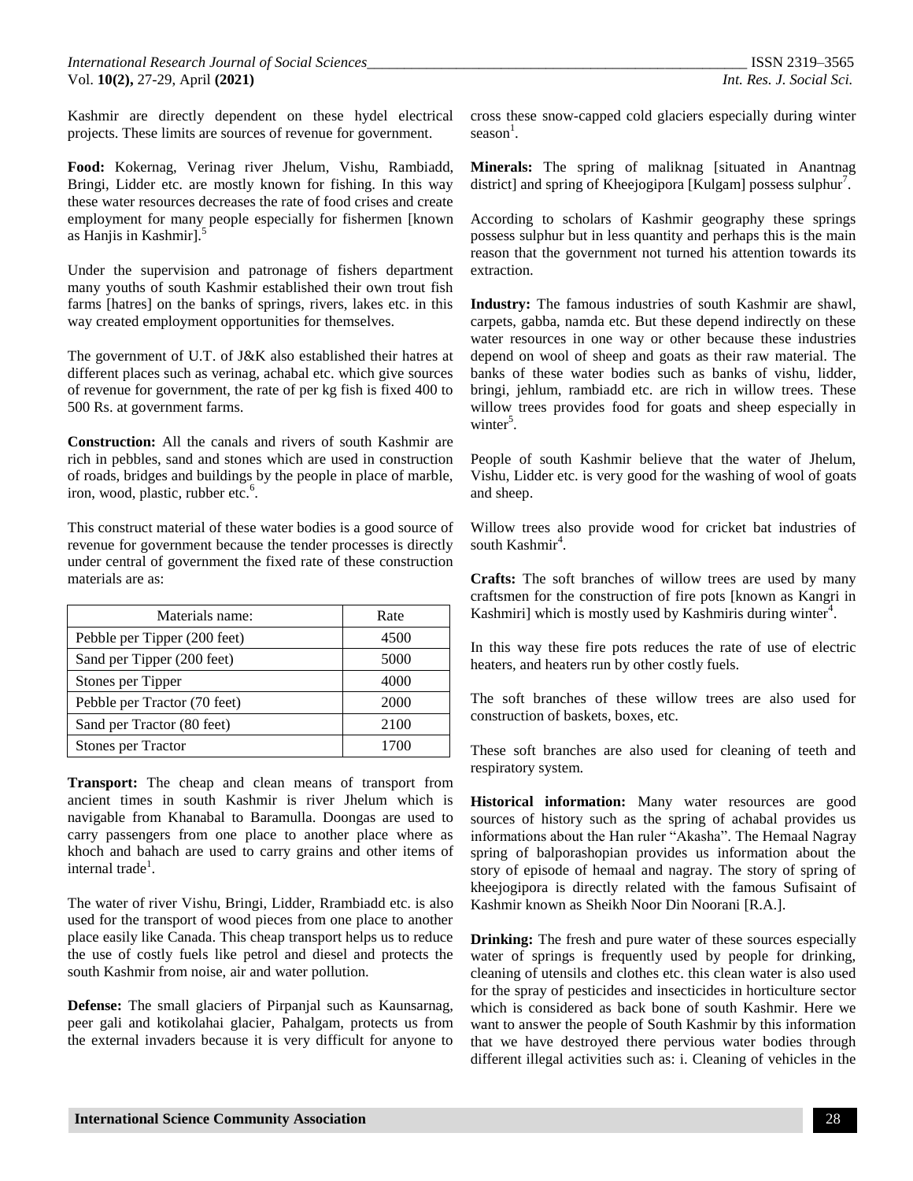Kashmir are directly dependent on these hydel electrical projects. These limits are sources of revenue for government.

**Food:** Kokernag, Verinag river Jhelum, Vishu, Rambiadd, Bringi, Lidder etc. are mostly known for fishing. In this way these water resources decreases the rate of food crises and create employment for many people especially for fishermen [known as Hanjis in Kashmir].[5]

Under the supervision and patronage of fishers department many youths of south Kashmir established their own trout fish farms [hatres] on the banks of springs, rivers, lakes etc. in this way created employment opportunities for themselves.

The government of U.T. of J&K also established their hatres at different places such as verinag, achabal etc. which give sources of revenue for government, the rate of per kg fish is fixed 400 to 500 Rs. at government farms.

**Construction:** All the canals and rivers of south Kashmir are rich in pebbles, sand and stones which are used in construction of roads, bridges and buildings by the people in place of marble, iron, wood, plastic, rubber etc.[6].

This construct material of these water bodies is a good source of revenue for government because the tender processes is directly under central of government the fixed rate of these construction materials are as:

| Materials name: | Rate |
|---|---|
| Pebble per Tipper (200 feet) | 4500 |
| Sand per Tipper (200 feet) | 5000 |
| Stones per Tipper | 4000 |
| Pebble per Tractor (70 feet) | 2000 |
| Sand per Tractor (80 feet) | 2100 |
| Stones per Tractor | 1700 |

**Transport:** The cheap and clean means of transport from ancient times in south Kashmir is river Jhelum which is navigable from Khanabal to Baramulla. Doongas are used to carry passengers from one place to another place where as khoch and bahach are used to carry grains and other items of internal trade[1].

The water of river Vishu, Bringi, Lidder, Rrambiadd etc. is also used for the transport of wood pieces from one place to another place easily like Canada. This cheap transport helps us to reduce the use of costly fuels like petrol and diesel and protects the south Kashmir from noise, air and water pollution.

**Defense:** The small glaciers of Pirpanjal such as Kaunsarnag, peer gali and kotikolahai glacier, Pahalgam, protects us from the external invaders because it is very difficult for anyone to cross these snow-capped cold glaciers especially during winter season[1].

**Minerals:** The spring of maliknag [situated in Anantnag district] and spring of Kheejogipora [Kulgam] possess sulphur[7].

According to scholars of Kashmir geography these springs possess sulphur but in less quantity and perhaps this is the main reason that the government not turned his attention towards its extraction.

**Industry:** The famous industries of south Kashmir are shawl, carpets, gabba, namda etc. But these depend indirectly on these water resources in one way or other because these industries depend on wool of sheep and goats as their raw material. The banks of these water bodies such as banks of vishu, lidder, bringi, jehlum, rambiadd etc. are rich in willow trees. These willow trees provides food for goats and sheep especially in winter[5].

People of south Kashmir believe that the water of Jhelum, Vishu, Lidder etc. is very good for the washing of wool of goats and sheep.

Willow trees also provide wood for cricket bat industries of south Kashmir[4].

**Crafts:** The soft branches of willow trees are used by many craftsmen for the construction of fire pots [known as Kangri in Kashmiri] which is mostly used by Kashmiris during winter[4].

In this way these fire pots reduces the rate of use of electric heaters, and heaters run by other costly fuels.

The soft branches of these willow trees are also used for construction of baskets, boxes, etc.

These soft branches are also used for cleaning of teeth and respiratory system.

**Historical information:** Many water resources are good sources of history such as the spring of achabal provides us informations about the Han ruler "Akasha". The Hemaal Nagray spring of balporashopian provides us information about the story of episode of hemaal and nagray. The story of spring of kheejogipora is directly related with the famous Sufisaint of Kashmir known as Sheikh Noor Din Noorani [R.A.].

**Drinking:** The fresh and pure water of these sources especially water of springs is frequently used by people for drinking, cleaning of utensils and clothes etc. this clean water is also used for the spray of pesticides and insecticides in horticulture sector which is considered as back bone of south Kashmir. Here we want to answer the people of South Kashmir by this information that we have destroyed there pervious water bodies through different illegal activities such as: i. Cleaning of vehicles in the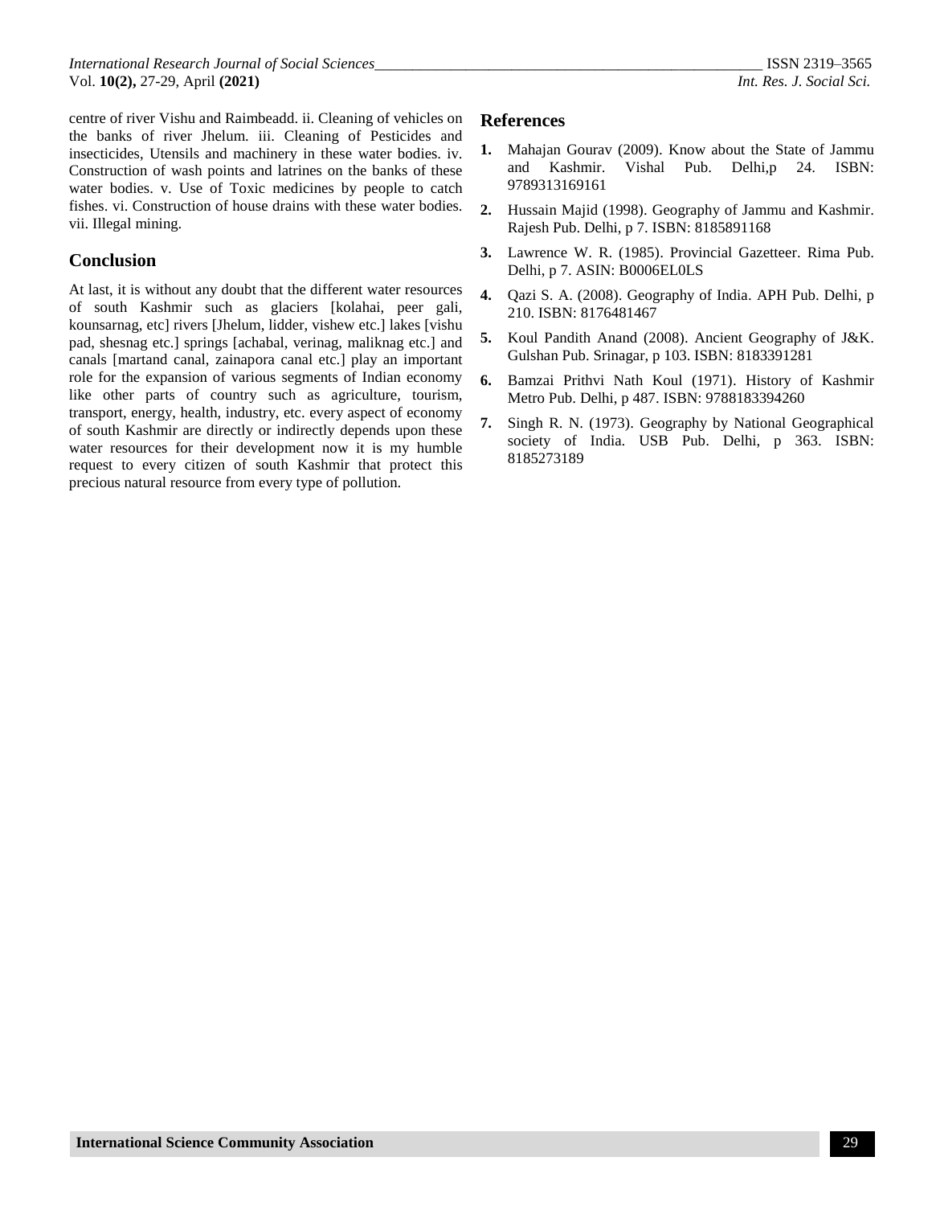centre of river Vishu and Raimbeadd. ii. Cleaning of vehicles on the banks of river Jhelum. iii. Cleaning of Pesticides and insecticides, Utensils and machinery in these water bodies. iv. Construction of wash points and latrines on the banks of these water bodies. v. Use of Toxic medicines by people to catch fishes. vi. Construction of house drains with these water bodies. vii. Illegal mining.

## Conclusion

At last, it is without any doubt that the different water resources of south Kashmir such as glaciers [kolahai, peer gali, kounsarnag, etc] rivers [Jhelum, lidder, vishew etc.] lakes [vishu pad, shesnag etc.] springs [achabal, verinag, maliknag etc.] and canals [martand canal, zainapora canal etc.] play an important role for the expansion of various segments of Indian economy like other parts of country such as agriculture, tourism, transport, energy, health, industry, etc. every aspect of economy of south Kashmir are directly or indirectly depends upon these water resources for their development now it is my humble request to every citizen of south Kashmir that protect this precious natural resource from every type of pollution.

## References

1. Mahajan Gourav (2009). Know about the State of Jammu and Kashmir. Vishal Pub. Delhi,p 24. ISBN: 9789313169161
2. Hussain Majid (1998). Geography of Jammu and Kashmir. Rajesh Pub. Delhi, p 7. ISBN: 8185891168
3. Lawrence W. R. (1985). Provincial Gazetteer. Rima Pub. Delhi, p 7. ASIN: B0006EL0LS
4. Qazi S. A. (2008). Geography of India. APH Pub. Delhi, p 210. ISBN: 8176481467
5. Koul Pandith Anand (2008). Ancient Geography of J&K. Gulshan Pub. Srinagar, p 103. ISBN: 8183391281
6. Bamzai Prithvi Nath Koul (1971). History of Kashmir Metro Pub. Delhi, p 487. ISBN: 9788183394260
7. Singh R. N. (1973). Geography by National Geographical society of India. USB Pub. Delhi, p 363. ISBN: 8185273189